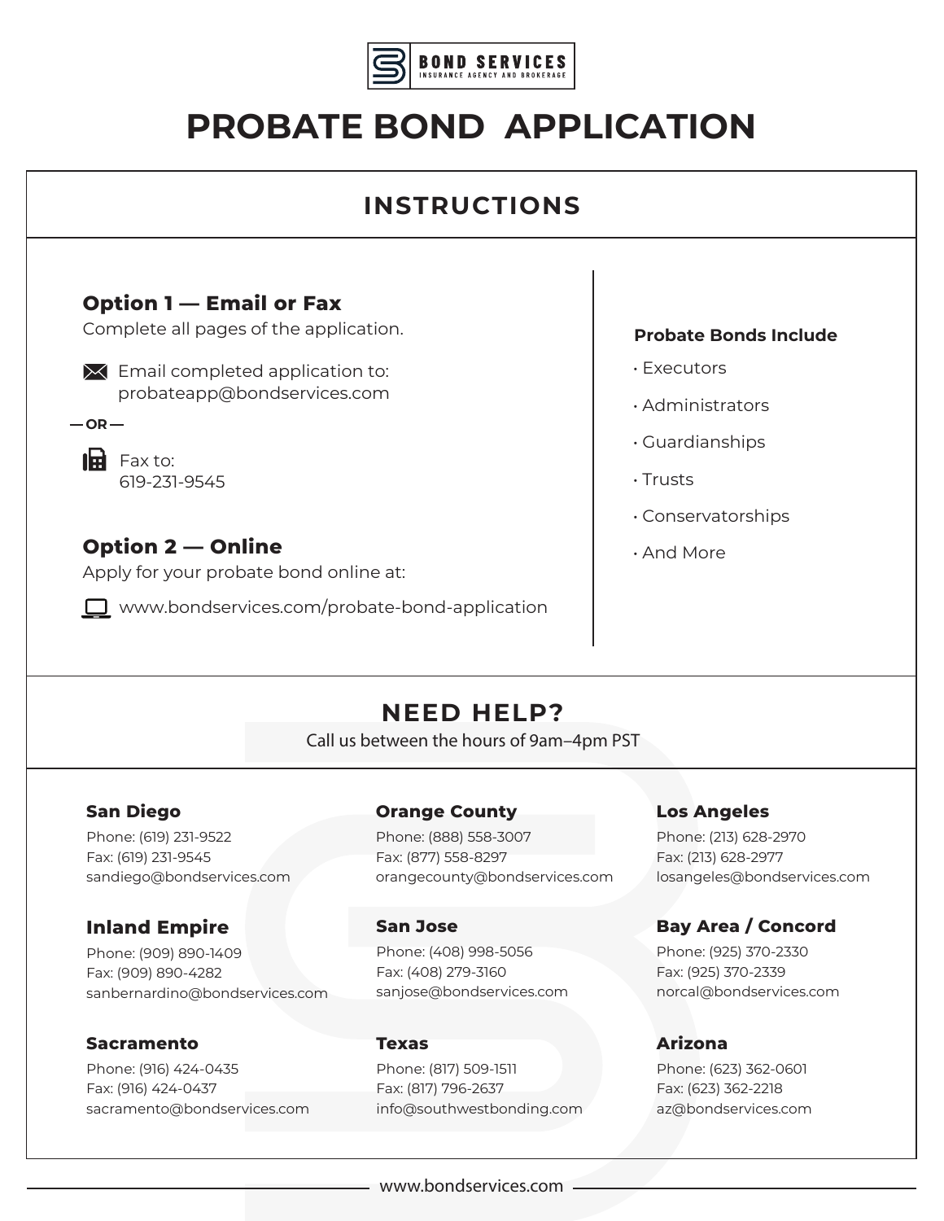BOND SERVICES
INSURANCE AGENCY AND BROKERAGE

# PROBATE BOND APPLICATION

## INSTRUCTIONS

### Option 1 — Email or Fax

Complete all pages of the application.

Email completed application to:
probateapp@bondservices.com

— OR —

Fax to:
619-231-9545

### Option 2 — Online

Apply for your probate bond online at:

www.bondservices.com/probate-bond-application

**Probate Bonds Include**

- Executors
- Administrators
- Guardianships
- Trusts
- Conservatorships
- And More

## NEED HELP?

Call us between the hours of 9am–4pm PST

**San Diego**
Phone: (619) 231-9522
Fax: (619) 231-9545
sandiego@bondservices.com

**Orange County**
Phone: (888) 558-3007
Fax: (877) 558-8297
orangecounty@bondservices.com

**Los Angeles**
Phone: (213) 628-2970
Fax: (213) 628-2977
losangeles@bondservices.com

**Inland Empire**
Phone: (909) 890-1409
Fax: (909) 890-4282
sanbernardino@bondservices.com

**San Jose**
Phone: (408) 998-5056
Fax: (408) 279-3160
sanjose@bondservices.com

**Bay Area / Concord**
Phone: (925) 370-2330
Fax: (925) 370-2339
norcal@bondservices.com

**Sacramento**
Phone: (916) 424-0435
Fax: (916) 424-0437
sacramento@bondservices.com

**Texas**
Phone: (817) 509-1511
Fax: (817) 796-2637
info@southwestbonding.com

**Arizona**
Phone: (623) 362-0601
Fax: (623) 362-2218
az@bondservices.com

www.bondservices.com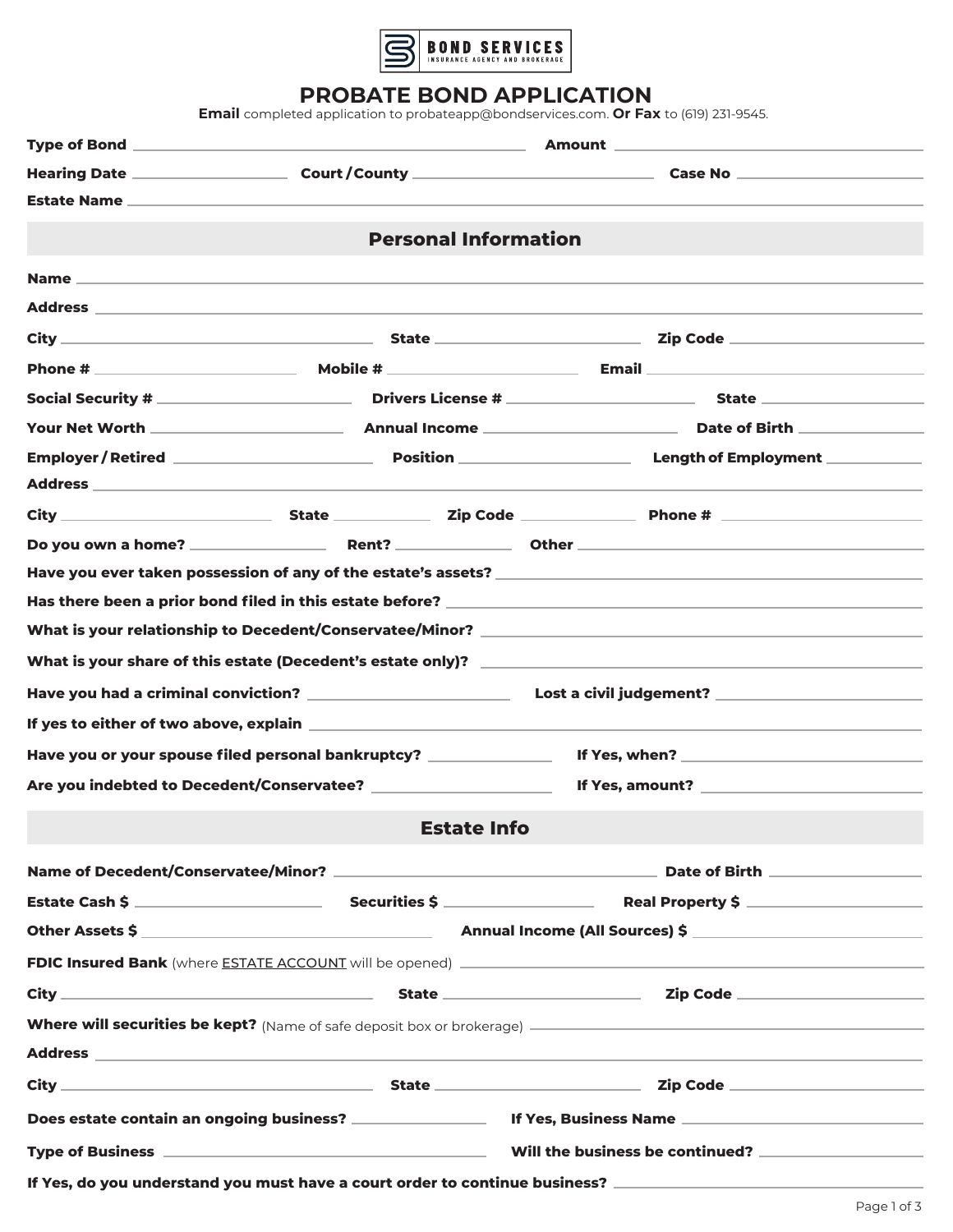BOND SERVICES
INSURANCE AGENCY AND BROKERAGE

# PROBATE BOND APPLICATION

**Email** completed application to probateapp@bondservices.com. **Or Fax** to (619) 231-9545.

**Type of Bond** ______________________ **Amount** ______________________

**Hearing Date** ______________ **Court / County** ______________________ **Case No** ______________

**Estate Name** ______________________________________________

## Personal Information

**Name** ______________________________________________

**Address** ______________________________________________

**City** ______________ **State** ______________ **Zip Code** ______________

**Phone #** ______________ **Mobile #** ______________ **Email** ______________

**Social Security #** ______________ **Drivers License #** ______________ **State** ______________

**Your Net Worth** ______________ **Annual Income** ______________ **Date of Birth** ______________

**Employer / Retired** ______________ **Position** ______________ **Length of Employment** ______________

**Address** ______________________________________________

**City** ______________ **State** ______________ **Zip Code** ______________ **Phone #** ______________

**Do you own a home?** ______________ **Rent?** ______________ **Other** ______________

**Have you ever taken possession of any of the estate's assets?** ______________

**Has there been a prior bond filed in this estate before?** ______________

**What is your relationship to Decedent/Conservatee/Minor?** ______________

**What is your share of this estate (Decedent's estate only)?** ______________

**Have you had a criminal conviction?** ______________ **Lost a civil judgement?** ______________

**If yes to either of two above, explain** ______________

**Have you or your spouse filed personal bankruptcy?** ______________ **If Yes, when?** ______________

**Are you indebted to Decedent/Conservatee?** ______________ **If Yes, amount?** ______________

## Estate Info

**Name of Decedent/Conservatee/Minor?** ______________ **Date of Birth** ______________

**Estate Cash $** ______________ **Securities $** ______________ **Real Property $** ______________

**Other Assets $** ______________ **Annual Income (All Sources) $** ______________

**FDIC Insured Bank** (where ESTATE ACCOUNT will be opened) ______________

**City** ______________ **State** ______________ **Zip Code** ______________

**Where will securities be kept?** (Name of safe deposit box or brokerage) ______________

**Address** ______________________________________________

**City** ______________ **State** ______________ **Zip Code** ______________

**Does estate contain an ongoing business?** ______________ **If Yes, Business Name** ______________

**Type of Business** ______________ **Will the business be continued?** ______________

**If Yes, do you understand you must have a court order to continue business?** ______________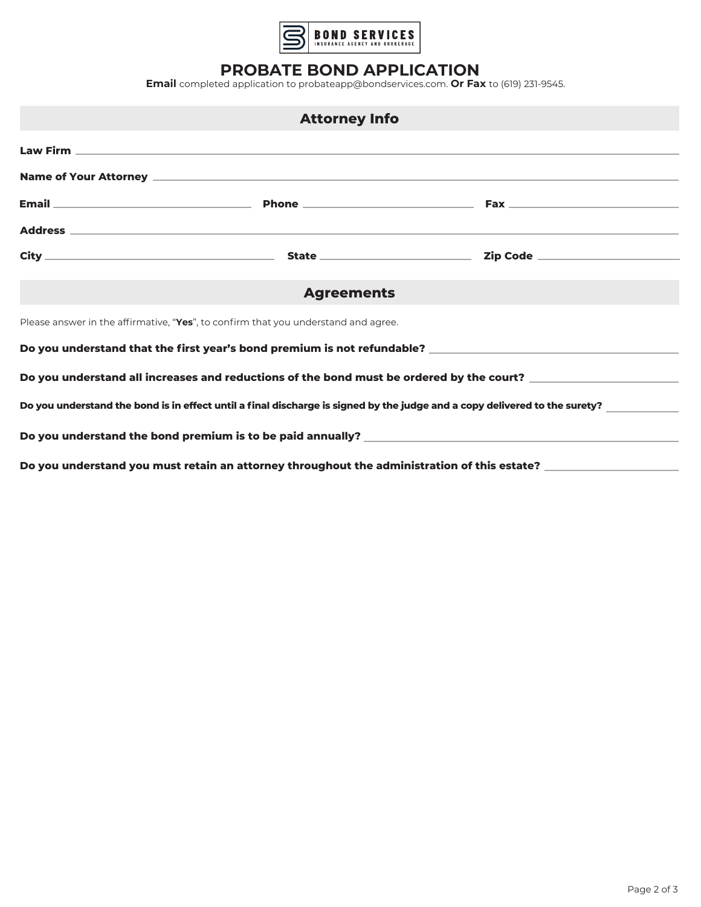BOND SERVICES
INSURANCE AGENCY AND BROKERAGE

# PROBATE BOND APPLICATION

**Email** completed application to probateapp@bondservices.com. **Or Fax** to (619) 231-9545.

## Attorney Info

**Law Firm** ______________________________

**Name of Your Attorney** ______________________________

**Email** ______________ **Phone** ______________ **Fax** ______________

**Address** ______________________________

**City** ______________ **State** ______________ **Zip Code** ______________

## Agreements

Please answer in the affirmative, "**Yes**", to confirm that you understand and agree.

**Do you understand that the first year's bond premium is not refundable?** ______________

**Do you understand all increases and reductions of the bond must be ordered by the court?** ______________

**Do you understand the bond is in effect until a final discharge is signed by the judge and a copy delivered to the surety?** ______________

**Do you understand the bond premium is to be paid annually?** ______________

**Do you understand you must retain an attorney throughout the administration of this estate?** ______________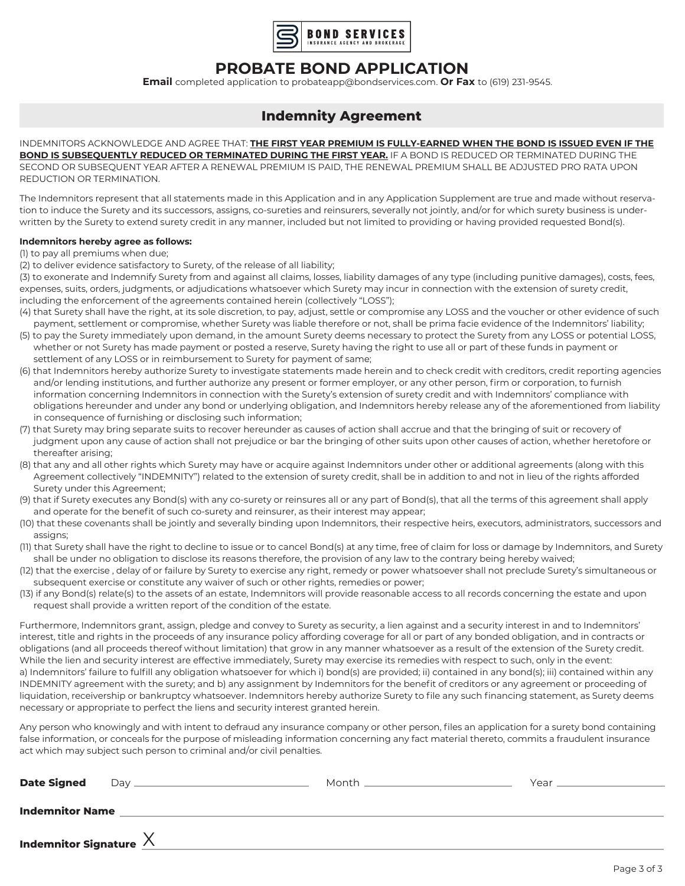BOND SERVICES
INSURANCE AGENCY AND BROKERAGE

# PROBATE BOND APPLICATION

**Email** completed application to probateapp@bondservices.com. **Or Fax** to (619) 231-9545.

## Indemnity Agreement

INDEMNITORS ACKNOWLEDGE AND AGREE THAT: **THE FIRST YEAR PREMIUM IS FULLY-EARNED WHEN THE BOND IS ISSUED EVEN IF THE BOND IS SUBSEQUENTLY REDUCED OR TERMINATED DURING THE FIRST YEAR.** IF A BOND IS REDUCED OR TERMINATED DURING THE SECOND OR SUBSEQUENT YEAR AFTER A RENEWAL PREMIUM IS PAID, THE RENEWAL PREMIUM SHALL BE ADJUSTED PRO RATA UPON REDUCTION OR TERMINATION.

The Indemnitors represent that all statements made in this Application and in any Application Supplement are true and made without reservation to induce the Surety and its successors, assigns, co-sureties and reinsurers, severally not jointly, and/or for which surety business is underwritten by the Surety to extend surety credit in any manner, included but not limited to providing or having provided requested Bond(s).

**Indemnitors hereby agree as follows:**

(1) to pay all premiums when due;
(2) to deliver evidence satisfactory to Surety, of the release of all liability;
(3) to exonerate and Indemnify Surety from and against all claims, losses, liability damages of any type (including punitive damages), costs, fees, expenses, suits, orders, judgments, or adjudications whatsoever which Surety may incur in connection with the extension of surety credit, including the enforcement of the agreements contained herein (collectively "LOSS");
(4) that Surety shall have the right, at its sole discretion, to pay, adjust, settle or compromise any LOSS and the voucher or other evidence of such payment, settlement or compromise, whether Surety was liable therefore or not, shall be prima facie evidence of the Indemnitors' liability;
(5) to pay the Surety immediately upon demand, in the amount Surety deems necessary to protect the Surety from any LOSS or potential LOSS, whether or not Surety has made payment or posted a reserve, Surety having the right to use all or part of these funds in payment or settlement of any LOSS or in reimbursement to Surety for payment of same;
(6) that Indemnitors hereby authorize Surety to investigate statements made herein and to check credit with creditors, credit reporting agencies and/or lending institutions, and further authorize any present or former employer, or any other person, firm or corporation, to furnish information concerning Indemnitors in connection with the Surety's extension of surety credit and with Indemnitors' compliance with obligations hereunder and under any bond or underlying obligation, and Indemnitors hereby release any of the aforementioned from liability in consequence of furnishing or disclosing such information;
(7) that Surety may bring separate suits to recover hereunder as causes of action shall accrue and that the bringing of suit or recovery of judgment upon any cause of action shall not prejudice or bar the bringing of other suits upon other causes of action, whether heretofore or thereafter arising;
(8) that any and all other rights which Surety may have or acquire against Indemnitors under other or additional agreements (along with this Agreement collectively "INDEMNITY") related to the extension of surety credit, shall be in addition to and not in lieu of the rights afforded Surety under this Agreement;
(9) that if Surety executes any Bond(s) with any co-surety or reinsures all or any part of Bond(s), that all the terms of this agreement shall apply and operate for the benefit of such co-surety and reinsurer, as their interest may appear;
(10) that these covenants shall be jointly and severally binding upon Indemnitors, their respective heirs, executors, administrators, successors and assigns;
(11) that Surety shall have the right to decline to issue or to cancel Bond(s) at any time, free of claim for loss or damage by Indemnitors, and Surety shall be under no obligation to disclose its reasons therefore, the provision of any law to the contrary being hereby waived;
(12) that the exercise , delay of or failure by Surety to exercise any right, remedy or power whatsoever shall not preclude Surety's simultaneous or subsequent exercise or constitute any waiver of such or other rights, remedies or power;
(13) if any Bond(s) relate(s) to the assets of an estate, Indemnitors will provide reasonable access to all records concerning the estate and upon request shall provide a written report of the condition of the estate.

Furthermore, Indemnitors grant, assign, pledge and convey to Surety as security, a lien against and a security interest in and to Indemnitors' interest, title and rights in the proceeds of any insurance policy affording coverage for all or part of any bonded obligation, and in contracts or obligations (and all proceeds thereof without limitation) that grow in any manner whatsoever as a result of the extension of the Surety credit. While the lien and security interest are effective immediately, Surety may exercise its remedies with respect to such, only in the event: a) Indemnitors' failure to fulfill any obligation whatsoever for which i) bond(s) are provided; ii) contained in any bond(s); iii) contained within any INDEMNITY agreement with the surety; and b) any assignment by Indemnitors for the benefit of creditors or any agreement or proceeding of liquidation, receivership or bankruptcy whatsoever. Indemnitors hereby authorize Surety to file any such financing statement, as Surety deems necessary or appropriate to perfect the liens and security interest granted herein.

Any person who knowingly and with intent to defraud any insurance company or other person, files an application for a surety bond containing false information, or conceals for the purpose of misleading information concerning any fact material thereto, commits a fraudulent insurance act which may subject such person to criminal and/or civil penalties.

**Date Signed** Day ____________ Month ____________ Year ____________

**Indemnitor Name** ________________________________

**Indemnitor Signature** X ________________________________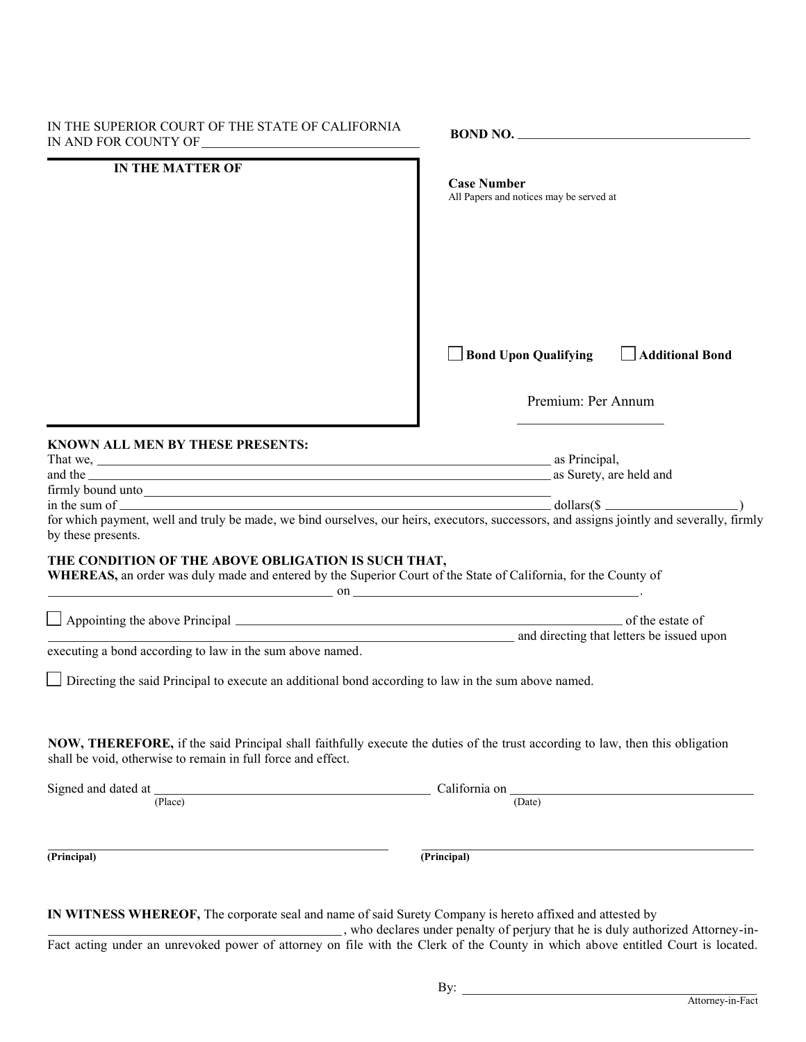IN THE SUPERIOR COURT OF THE STATE OF CALIFORNIA
IN AND FOR COUNTY OF ______________________

**BOND NO.** ______________________

**IN THE MATTER OF**

**Case Number**
All Papers and notices may be served at

☐ **Bond Upon Qualifying** ☐ **Additional Bond**

Premium: Per Annum
______________________

**KNOWN ALL MEN BY THESE PRESENTS:**

That we, ______________________ as Principal,
and the ______________________ as Surety, are held and
firmly bound unto ______________________
in the sum of ______________________ dollars($ ______________________)
for which payment, well and truly be made, we bind ourselves, our heirs, executors, successors, and assigns jointly and severally, firmly by these presents.

**THE CONDITION OF THE ABOVE OBLIGATION IS SUCH THAT,**
**WHEREAS,** an order was duly made and entered by the Superior Court of the State of California, for the County of
______________________ on ______________________.

☐ Appointing the above Principal ______________________ of the estate of
______________________ and directing that letters be issued upon
executing a bond according to law in the sum above named.

☐ Directing the said Principal to execute an additional bond according to law in the sum above named.

**NOW, THEREFORE,** if the said Principal shall faithfully execute the duties of the trust according to law, then this obligation shall be void, otherwise to remain in full force and effect.

Signed and dated at ______________________ California on ______________________
(Place) (Date)

______________________ ______________________
**(Principal)** **(Principal)**

**IN WITNESS WHEREOF,** The corporate seal and name of said Surety Company is hereto affixed and attested by
______________________, who declares under penalty of perjury that he is duly authorized Attorney-in-Fact acting under an unrevoked power of attorney on file with the Clerk of the County in which above entitled Court is located.

By: ______________________
Attorney-in-Fact